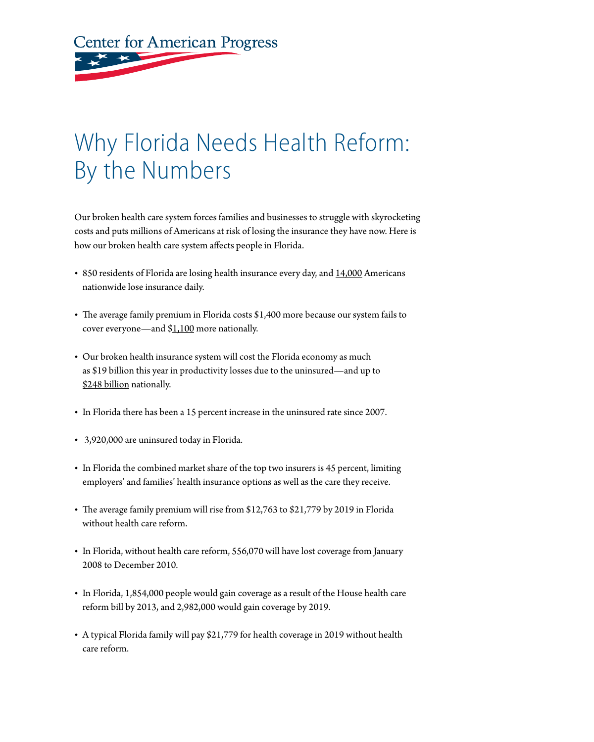Center for American Progress

# Why Florida Needs Health Reform: By the Numbers

Our broken health care system forces families and businesses to struggle with skyrocketing costs and puts millions of Americans at risk of losing the insurance they have now. Here is how our broken health care system affects people in Florida.

- 850 residents of Florida are losing health insurance every day, and 14,000 Americans nationwide lose insurance daily.
- The average family premium in Florida costs $1,400 more because our system fails to cover everyone—and $1,100 more nationally.
- Our broken health insurance system will cost the Florida economy as much as $19 billion this year in productivity losses due to the uninsured—and up to $248 billion nationally.
- In Florida there has been a 15 percent increase in the uninsured rate since 2007.
- 3,920,000 are uninsured today in Florida.
- In Florida the combined market share of the top two insurers is 45 percent, limiting employers' and families' health insurance options as well as the care they receive.
- The average family premium will rise from $12,763 to $21,779 by 2019 in Florida without health care reform.
- In Florida, without health care reform, 556,070 will have lost coverage from January 2008 to December 2010.
- In Florida, 1,854,000 people would gain coverage as a result of the House health care reform bill by 2013, and 2,982,000 would gain coverage by 2019.
- A typical Florida family will pay $21,779 for health coverage in 2019 without health care reform.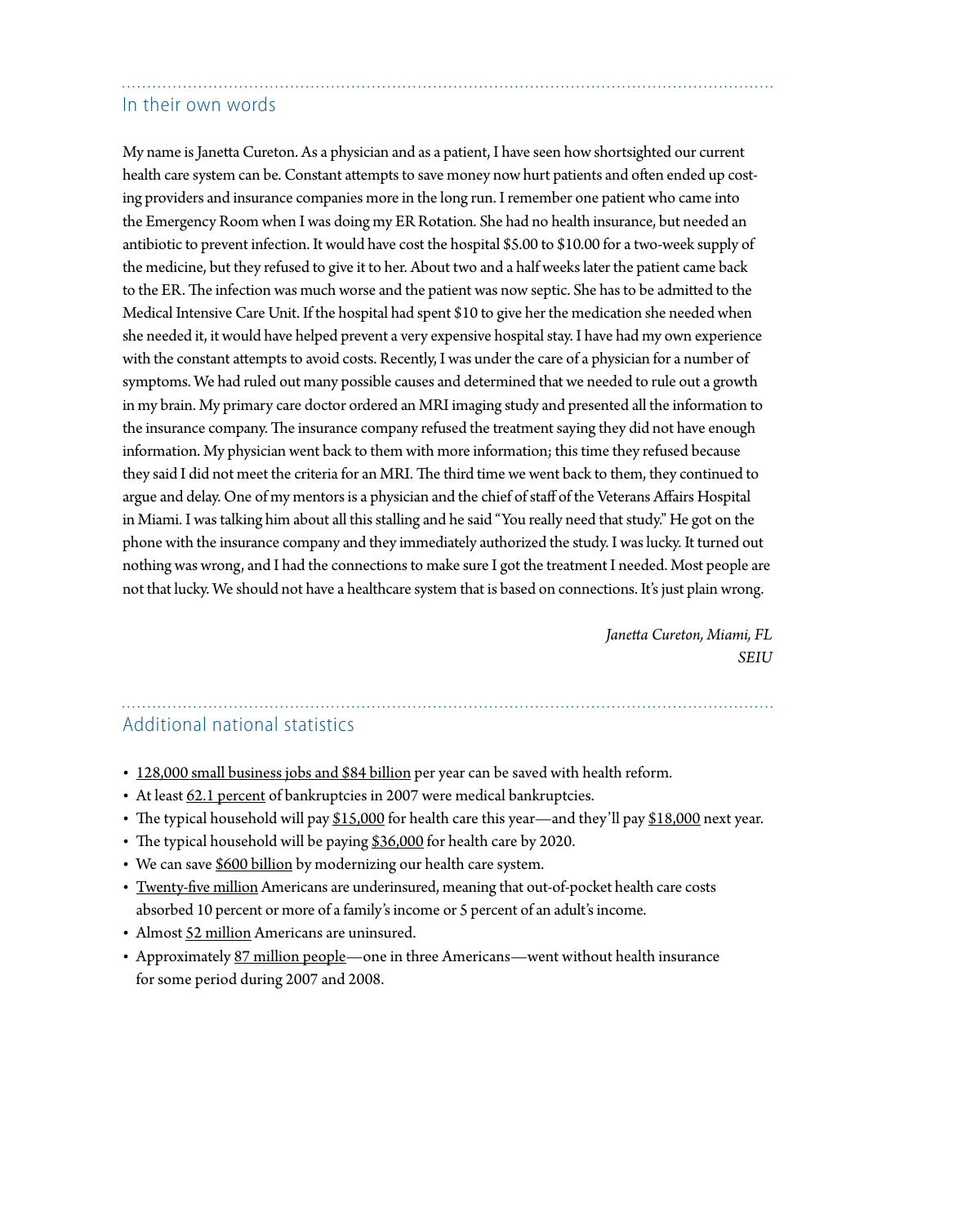## In their own words

My name is Janetta Cureton. As a physician and as a patient, I have seen how shortsighted our current health care system can be. Constant attempts to save money now hurt patients and often ended up costing providers and insurance companies more in the long run. I remember one patient who came into the Emergency Room when I was doing my ER Rotation. She had no health insurance, but needed an antibiotic to prevent infection. It would have cost the hospital $5.00 to $10.00 for a two-week supply of the medicine, but they refused to give it to her. About two and a half weeks later the patient came back to the ER. The infection was much worse and the patient was now septic. She has to be admitted to the Medical Intensive Care Unit. If the hospital had spent $10 to give her the medication she needed when she needed it, it would have helped prevent a very expensive hospital stay. I have had my own experience with the constant attempts to avoid costs. Recently, I was under the care of a physician for a number of symptoms. We had ruled out many possible causes and determined that we needed to rule out a growth in my brain. My primary care doctor ordered an MRI imaging study and presented all the information to the insurance company. The insurance company refused the treatment saying they did not have enough information. My physician went back to them with more information; this time they refused because they said I did not meet the criteria for an MRI. The third time we went back to them, they continued to argue and delay. One of my mentors is a physician and the chief of staff of the Veterans Affairs Hospital in Miami. I was talking him about all this stalling and he said "You really need that study." He got on the phone with the insurance company and they immediately authorized the study. I was lucky. It turned out nothing was wrong, and I had the connections to make sure I got the treatment I needed. Most people are not that lucky. We should not have a healthcare system that is based on connections. It's just plain wrong.

*Janetta Cureton, Miami, FL*
*SEIU*

## Additional national statistics

- 128,000 small business jobs and $84 billion per year can be saved with health reform.
- At least 62.1 percent of bankruptcies in 2007 were medical bankruptcies.
- The typical household will pay $15,000 for health care this year—and they'll pay $18,000 next year.
- The typical household will be paying $36,000 for health care by 2020.
- We can save $600 billion by modernizing our health care system.
- Twenty-five million Americans are underinsured, meaning that out-of-pocket health care costs absorbed 10 percent or more of a family's income or 5 percent of an adult's income.
- Almost 52 million Americans are uninsured.
- Approximately 87 million people—one in three Americans—went without health insurance for some period during 2007 and 2008.